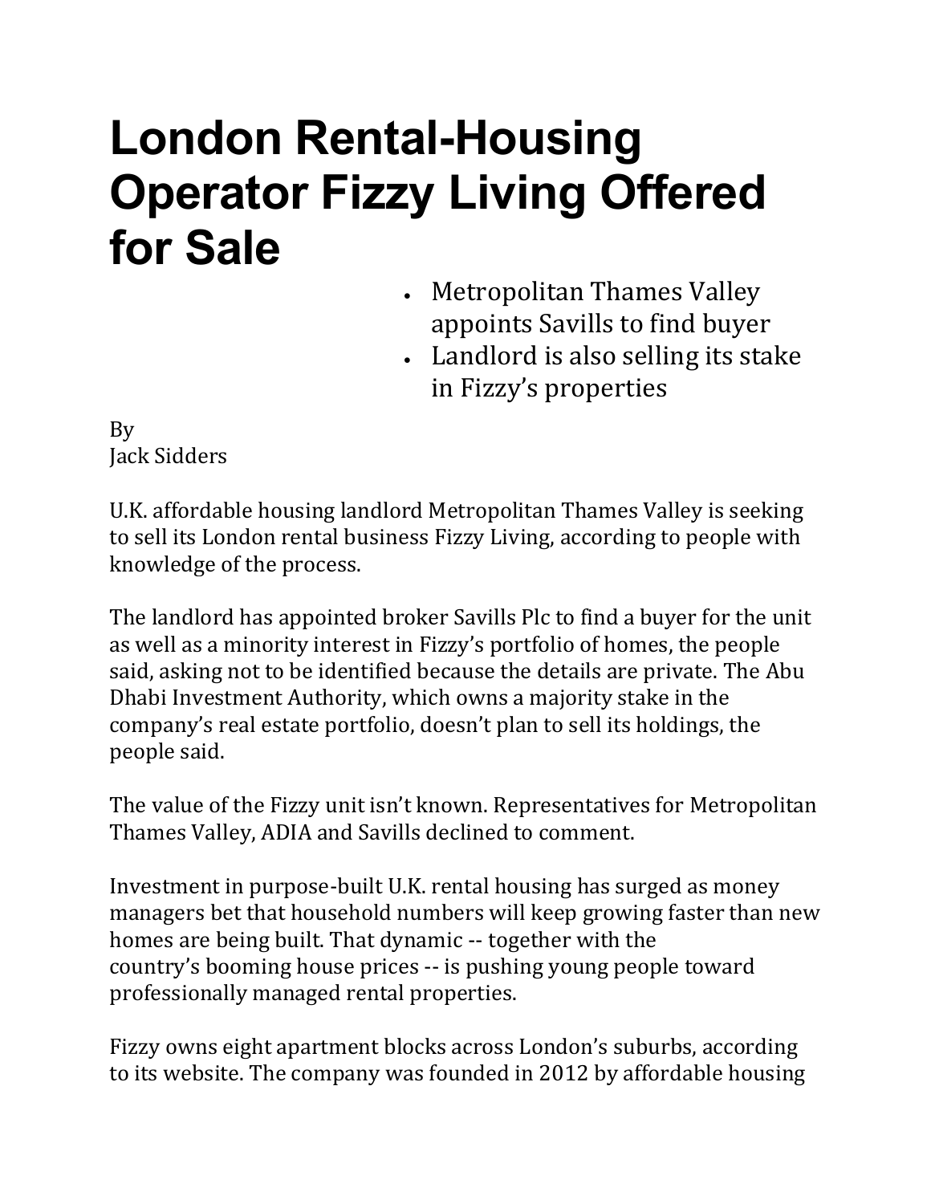# London Rental-Housing Operator Fizzy Living Offered for Sale

- Metropolitan Thames Valley appoints Savills to find buyer
- Landlord is also selling its stake in Fizzy's properties

By
Jack Sidders

U.K. affordable housing landlord Metropolitan Thames Valley is seeking to sell its London rental business Fizzy Living, according to people with knowledge of the process.

The landlord has appointed broker Savills Plc to find a buyer for the unit as well as a minority interest in Fizzy's portfolio of homes, the people said, asking not to be identified because the details are private. The Abu Dhabi Investment Authority, which owns a majority stake in the company's real estate portfolio, doesn't plan to sell its holdings, the people said.

The value of the Fizzy unit isn't known. Representatives for Metropolitan Thames Valley, ADIA and Savills declined to comment.

Investment in purpose-built U.K. rental housing has surged as money managers bet that household numbers will keep growing faster than new homes are being built. That dynamic -- together with the country's booming house prices -- is pushing young people toward professionally managed rental properties.

Fizzy owns eight apartment blocks across London's suburbs, according to its website. The company was founded in 2012 by affordable housing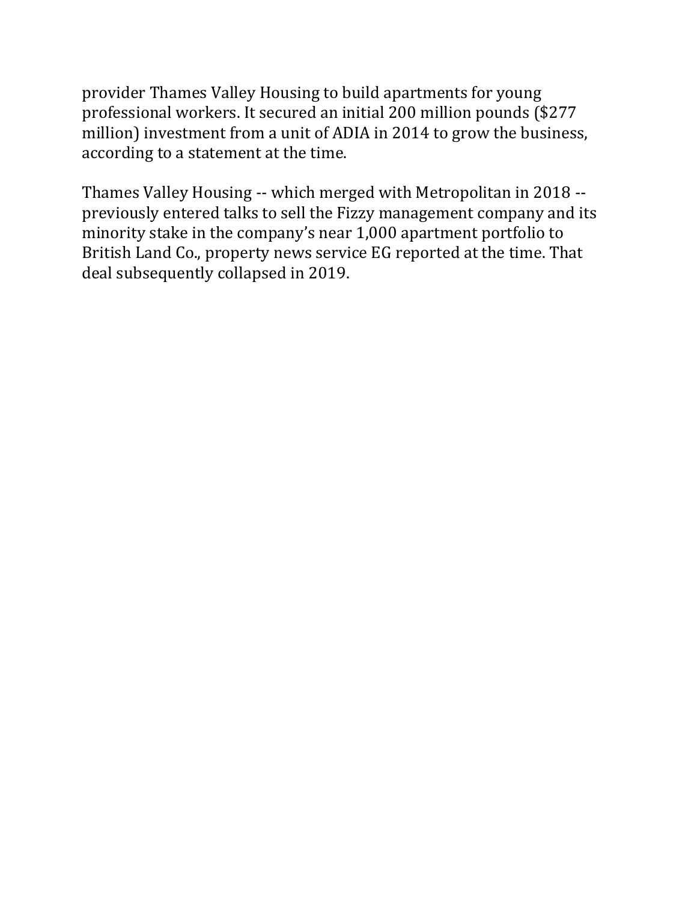provider Thames Valley Housing to build apartments for young professional workers. It secured an initial 200 million pounds ($277 million) investment from a unit of ADIA in 2014 to grow the business, according to a statement at the time.

Thames Valley Housing -- which merged with Metropolitan in 2018 -- previously entered talks to sell the Fizzy management company and its minority stake in the company's near 1,000 apartment portfolio to British Land Co., property news service EG reported at the time. That deal subsequently collapsed in 2019.